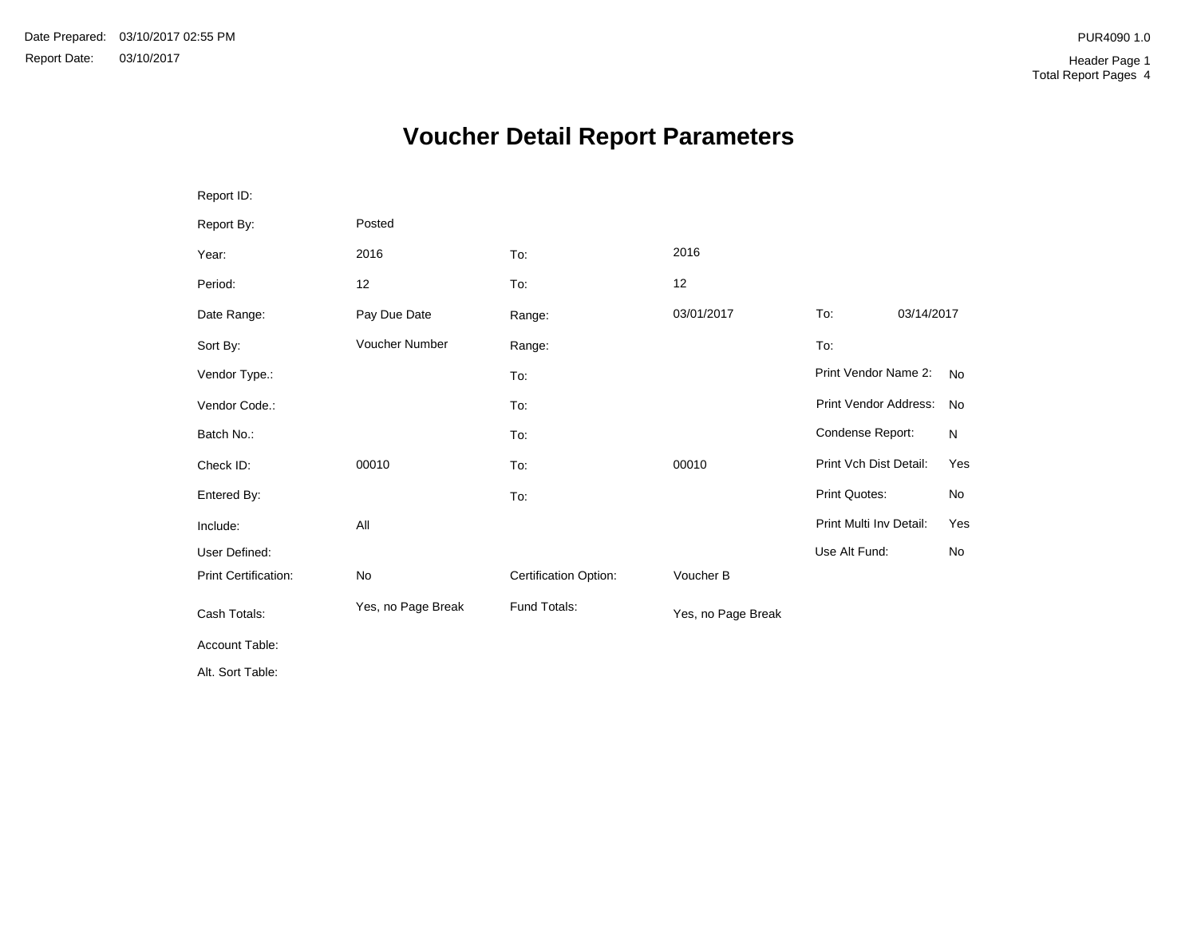Date Prepared: 03/10/2017 02:55 PM

Report Date: 03/10/2017

PUR4090 1.0

Header Page 1

Total Report Pages 4

# Voucher Detail Report Parameters

| | | | | | |
|---|---|---|---|---|---|
| Report ID: | | | | | |
| Report By: | Posted | | | | |
| Year: | 2016 | To: | 2016 | | |
| Period: | 12 | To: | 12 | | |
| Date Range: | Pay Due Date | Range: | 03/01/2017 | To: | 03/14/2017 |
| Sort By: | Voucher Number | Range: | | To: | |
| Vendor Type.: | | To: | | Print Vendor Name 2: | No |
| Vendor Code.: | | To: | | Print Vendor Address: | No |
| Batch No.: | | To: | | Condense Report: | N |
| Check ID: | 00010 | To: | 00010 | Print Vch Dist Detail: | Yes |
| Entered By: | | To: | | Print Quotes: | No |
| Include: | All | | | Print Multi Inv Detail: | Yes |
| User Defined: | | | | Use Alt Fund: | No |
| Print Certification: | No | Certification Option: | Voucher B | | |
| Cash Totals: | Yes, no Page Break | Fund Totals: | Yes, no Page Break | | |
| Account Table: | | | | | |
| Alt. Sort Table: | | | | | |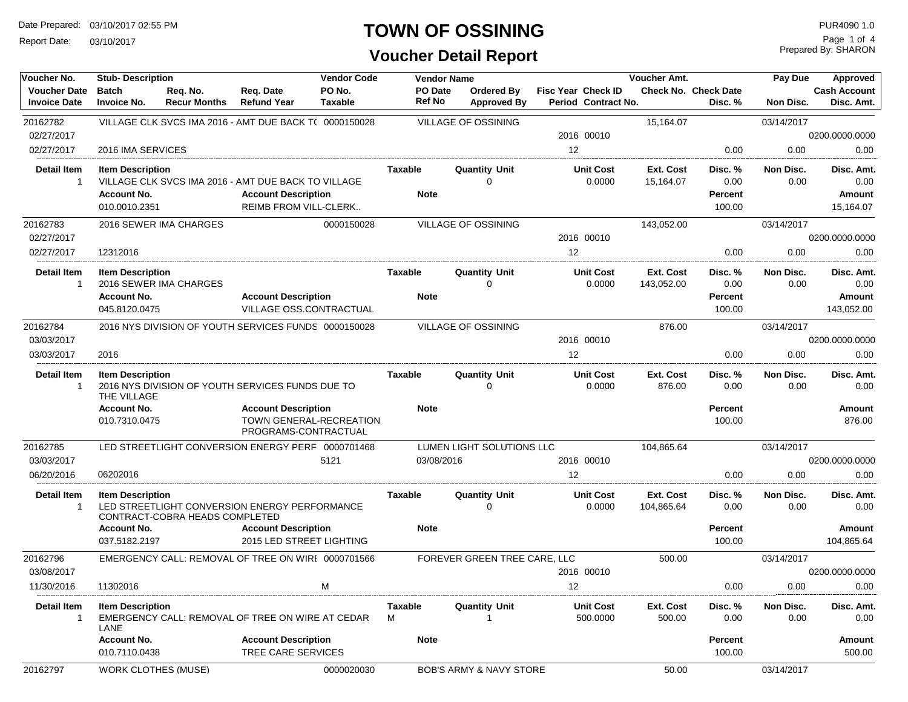# TOWN OF OSSINING

## Voucher Detail Report

Date Prepared: 03/10/2017 02:55 PM
Report Date: 03/10/2017

PUR4090 1.0
Prepared By: SHARON

| Voucher No. | Stub- Description | | | Vendor Code | Vendor Name | | | | Voucher Amt. | | Pay Due | Approved |
|---|---|---|---|---|---|---|---|---|---|---|---|---|
| Voucher Date | Batch | Req. No. | Req. Date | PO No. | PO Date | Ordered By | Fisc Year | Check ID | Check No. | Check Date | | Cash Account |
| Invoice Date | Invoice No. | Recur Months | Refund Year | Taxable | Ref No | Approved By | Period | Contract No. | | Disc. % | Non Disc. | Disc. Amt. |
| 20162782 | VILLAGE CLK SVCS IMA 2016 - AMT DUE BACK T( | | | 0000150028 | VILLAGE OF OSSINING | | | | 15,164.07 | | 03/14/2017 | |
| 02/27/2017 | | | | | | | 2016 | 00010 | | | | 0200.0000.0000 |
| 02/27/2017 | 2016 IMA SERVICES | | | | | | 12 | | | 0.00 | 0.00 | 0.00 |

| Detail Item | Item Description | Taxable | Quantity Unit | Unit Cost | Ext. Cost | Disc. % | Non Disc. | Disc. Amt. |
|---|---|---|---|---|---|---|---|---|
| 1 | VILLAGE CLK SVCS IMA 2016 - AMT DUE BACK TO VILLAGE | | 0 | 0.0000 | 15,164.07 | 0.00 | 0.00 | 0.00 |

| Account No. | Account Description | Note | Percent | Amount |
|---|---|---|---|---|
| 010.0010.2351 | REIMB FROM VILL-CLERK.. | | 100.00 | 15,164.07 |

| Voucher No. | Stub- Description | Vendor Code | Vendor Name | Fisc Year | Check ID | Voucher Amt. | Disc. % | Pay Due / Non Disc. | Approved / Cash Account / Disc. Amt. |
|---|---|---|---|---|---|---|---|---|---|
| 20162783 | 2016 SEWER IMA CHARGES | 0000150028 | VILLAGE OF OSSINING | | | 143,052.00 | | 03/14/2017 | |
| 02/27/2017 | | | | 2016 | 00010 | | | | 0200.0000.0000 |
| 02/27/2017 | 12312016 | | | 12 | | | 0.00 | 0.00 | 0.00 |

| Detail Item | Item Description | Taxable | Quantity Unit | Unit Cost | Ext. Cost | Disc. % | Non Disc. | Disc. Amt. |
|---|---|---|---|---|---|---|---|---|
| 1 | 2016 SEWER IMA CHARGES | | 0 | 0.0000 | 143,052.00 | 0.00 | 0.00 | 0.00 |

| Account No. | Account Description | Note | Percent | Amount |
|---|---|---|---|---|
| 045.8120.0475 | VILLAGE OSS.CONTRACTUAL | | 100.00 | 143,052.00 |

| Voucher No. | Stub- Description | Vendor Code | Vendor Name | Fisc Year | Check ID | Voucher Amt. | Disc. % | Pay Due / Non Disc. | Approved / Cash Account / Disc. Amt. |
|---|---|---|---|---|---|---|---|---|---|
| 20162784 | 2016 NYS DIVISION OF YOUTH SERVICES FUNDS | 0000150028 | VILLAGE OF OSSINING | | | 876.00 | | 03/14/2017 | |
| 03/03/2017 | | | | 2016 | 00010 | | | | 0200.0000.0000 |
| 03/03/2017 | 2016 | | | 12 | | | 0.00 | 0.00 | 0.00 |

| Detail Item | Item Description | Taxable | Quantity Unit | Unit Cost | Ext. Cost | Disc. % | Non Disc. | Disc. Amt. |
|---|---|---|---|---|---|---|---|---|
| 1 | 2016 NYS DIVISION OF YOUTH SERVICES FUNDS DUE TO THE VILLAGE | | 0 | 0.0000 | 876.00 | 0.00 | 0.00 | 0.00 |

| Account No. | Account Description | Note | Percent | Amount |
|---|---|---|---|---|
| 010.7310.0475 | TOWN GENERAL-RECREATION PROGRAMS-CONTRACTUAL | | 100.00 | 876.00 |

| Voucher No. | Stub- Description | Vendor Code / PO No. | Vendor Name / PO Date | Fisc Year | Check ID | Voucher Amt. | Disc. % | Pay Due / Non Disc. | Approved / Cash Account / Disc. Amt. |
|---|---|---|---|---|---|---|---|---|---|
| 20162785 | LED STREETLIGHT CONVERSION ENERGY PERF | 0000701468 | LUMEN LIGHT SOLUTIONS LLC | | | 104,865.64 | | 03/14/2017 | |
| 03/03/2017 | | 5121 | 03/08/2016 | 2016 | 00010 | | | | 0200.0000.0000 |
| 06/20/2016 | 06202016 | | | 12 | | | 0.00 | 0.00 | 0.00 |

| Detail Item | Item Description | Taxable | Quantity Unit | Unit Cost | Ext. Cost | Disc. % | Non Disc. | Disc. Amt. |
|---|---|---|---|---|---|---|---|---|
| 1 | LED STREETLIGHT CONVERSION ENERGY PERFORMANCE CONTRACT-COBRA HEADS COMPLETED | | 0 | 0.0000 | 104,865.64 | 0.00 | 0.00 | 0.00 |

| Account No. | Account Description | Note | Percent | Amount |
|---|---|---|---|---|
| 037.5182.2197 | 2015 LED STREET LIGHTING | | 100.00 | 104,865.64 |

| Voucher No. | Stub- Description | Vendor Code / Taxable | Vendor Name | Fisc Year | Check ID | Voucher Amt. | Disc. % | Pay Due / Non Disc. | Approved / Cash Account / Disc. Amt. |
|---|---|---|---|---|---|---|---|---|---|
| 20162796 | EMERGENCY CALL: REMOVAL OF TREE ON WIRI | 0000701566 | FOREVER GREEN TREE CARE, LLC | | | 500.00 | | 03/14/2017 | |
| 03/08/2017 | | | | 2016 | 00010 | | | | 0200.0000.0000 |
| 11/30/2016 | 11302016 | M | | 12 | | | 0.00 | 0.00 | 0.00 |

| Detail Item | Item Description | Taxable | Quantity Unit | Unit Cost | Ext. Cost | Disc. % | Non Disc. | Disc. Amt. |
|---|---|---|---|---|---|---|---|---|
| 1 | EMERGENCY CALL: REMOVAL OF TREE ON WIRE AT CEDAR LANE | M | 1 | 500.0000 | 500.00 | 0.00 | 0.00 | 0.00 |

| Account No. | Account Description | Note | Percent | Amount |
|---|---|---|---|---|
| 010.7110.0438 | TREE CARE SERVICES | | 100.00 | 500.00 |

| Voucher No. | Stub- Description | Vendor Code | Vendor Name | Voucher Amt. | Pay Due |
|---|---|---|---|---|---|
| 20162797 | WORK CLOTHES (MUSE) | 0000020030 | BOB'S ARMY & NAVY STORE | 50.00 | 03/14/2017 |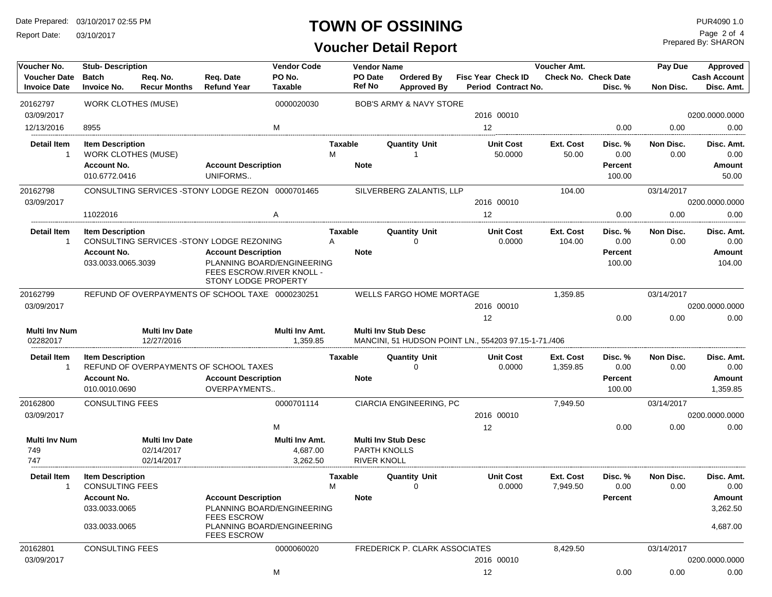# TOWN OF OSSINING

## Voucher Detail Report

Date Prepared: 03/10/2017 02:55 PM
Report Date: 03/10/2017

PUR4090 1.0
Prepared By: SHARON

| Voucher No. | Stub- Description | | | Vendor Code | Vendor Name | | Fisc Year / Period | Check ID / Contract No. | Voucher Amt. | Check No. / Check Date / Disc. % | Pay Due / Non Disc. | Approved / Cash Account / Disc. Amt. |
|---|---|---|---|---|---|---|---|---|---|---|---|---|
| **Voucher Date** / **Invoice Date** | **Batch** / **Invoice No.** | **Req. No.** / **Recur Months** | **Req. Date** / **Refund Year** | **PO No.** / **Taxable** | **PO Date** / **Ref No** | **Ordered By** / **Approved By** | | | | | | |
| 20162797 | WORK CLOTHES (MUSE) | | | 0000020030 | BOB'S ARMY & NAVY STORE | | | | | | | |
| 03/09/2017 | | | | | | | 2016 | 00010 | | | | 0200.0000.0000 |
| 12/13/2016 | 8955 | | | M | | | 12 | | | 0.00 | 0.00 | 0.00 |

| Detail Item | Item Description | Taxable | Quantity | Unit | Unit Cost | Ext. Cost | Disc. % | Non Disc. | Disc. Amt. |
|---|---|---|---|---|---|---|---|---|---|
| 1 | WORK CLOTHES (MUSE) | M | 1 | | 50.0000 | 50.00 | 0.00 | 0.00 | 0.00 |

| Account No. | Account Description | Note | Percent | Amount |
|---|---|---|---|---|
| 010.6772.0416 | UNIFORMS.. | | 100.00 | 50.00 |

| Voucher No. | Stub- Description | Vendor Code | Vendor Name | Voucher Amt. | Pay Due |
|---|---|---|---|---|---|
| 20162798 | CONSULTING SERVICES -STONY LODGE REZON | 0000701465 | SILVERBERG ZALANTIS, LLP | 104.00 | 03/14/2017 |

| Voucher Date | Invoice No. | Taxable | Fisc Year | Check ID | Period | Disc. % | Non Disc. | Cash Account / Disc. Amt. |
|---|---|---|---|---|---|---|---|---|
| 03/09/2017 | 11022016 | A | 2016 | 00010 | 12 | 0.00 | 0.00 | 0200.0000.0000 / 0.00 |

| Detail Item | Item Description | Taxable | Quantity | Unit | Unit Cost | Ext. Cost | Disc. % | Non Disc. | Disc. Amt. |
|---|---|---|---|---|---|---|---|---|---|
| 1 | CONSULTING SERVICES -STONY LODGE REZONING | A | 0 | | 0.0000 | 104.00 | 0.00 | 0.00 | 0.00 |

| Account No. | Account Description | Note | Percent | Amount |
|---|---|---|---|---|
| 033.0033.0065.3039 | PLANNING BOARD/ENGINEERING FEES ESCROW.RIVER KNOLL - STONY LODGE PROPERTY | | 100.00 | 104.00 |

| Voucher No. | Stub- Description | Vendor Code | Vendor Name | Voucher Amt. | Pay Due |
|---|---|---|---|---|---|
| 20162799 | REFUND OF OVERPAYMENTS OF SCHOOL TAXE | 0000230251 | WELLS FARGO HOME MORTAGE | 1,359.85 | 03/14/2017 |

| Voucher Date | Fisc Year | Check ID | Period | Disc. % | Non Disc. | Cash Account / Disc. Amt. |
|---|---|---|---|---|---|---|
| 03/09/2017 | 2016 | 00010 | 12 | 0.00 | 0.00 | 0200.0000.0000 / 0.00 |

| Multi Inv Num | Multi Inv Date | Multi Inv Amt. | Multi Inv Stub Desc |
|---|---|---|---|
| 02282017 | 12/27/2016 | 1,359.85 | MANCINI, 51 HUDSON POINT LN., 554203 97.15-1-71./406 |

| Detail Item | Item Description | Taxable | Quantity | Unit | Unit Cost | Ext. Cost | Disc. % | Non Disc. | Disc. Amt. |
|---|---|---|---|---|---|---|---|---|---|
| 1 | REFUND OF OVERPAYMENTS OF SCHOOL TAXES | | 0 | | 0.0000 | 1,359.85 | 0.00 | 0.00 | 0.00 |

| Account No. | Account Description | Note | Percent | Amount |
|---|---|---|---|---|
| 010.0010.0690 | OVERPAYMENTS.. | | 100.00 | 1,359.85 |

| Voucher No. | Stub- Description | Vendor Code | Vendor Name | Voucher Amt. | Pay Due |
|---|---|---|---|---|---|
| 20162800 | CONSULTING FEES | 0000701114 | CIARCIA ENGINEERING, PC | 7,949.50 | 03/14/2017 |

| Voucher Date | Taxable | Fisc Year | Check ID | Period | Disc. % | Non Disc. | Cash Account / Disc. Amt. |
|---|---|---|---|---|---|---|---|
| 03/09/2017 | M | 2016 | 00010 | 12 | 0.00 | 0.00 | 0200.0000.0000 / 0.00 |

| Multi Inv Num | Multi Inv Date | Multi Inv Amt. | Multi Inv Stub Desc |
|---|---|---|---|
| 749 | 02/14/2017 | 4,687.00 | PARTH KNOLLS |
| 747 | 02/14/2017 | 3,262.50 | RIVER KNOLL |

| Detail Item | Item Description | Taxable | Quantity | Unit | Unit Cost | Ext. Cost | Disc. % | Non Disc. | Disc. Amt. |
|---|---|---|---|---|---|---|---|---|---|
| 1 | CONSULTING FEES | M | 0 | | 0.0000 | 7,949.50 | 0.00 | 0.00 | 0.00 |

| Account No. | Account Description | Note | Percent | Amount |
|---|---|---|---|---|
| 033.0033.0065 | PLANNING BOARD/ENGINEERING FEES ESCROW | | | 3,262.50 |
| 033.0033.0065 | PLANNING BOARD/ENGINEERING FEES ESCROW | | | 4,687.00 |

| Voucher No. | Stub- Description | Vendor Code | Vendor Name | Voucher Amt. | Pay Due |
|---|---|---|---|---|---|
| 20162801 | CONSULTING FEES | 0000060020 | FREDERICK P. CLARK ASSOCIATES | 8,429.50 | 03/14/2017 |

| Voucher Date | Taxable | Fisc Year | Check ID | Period | Disc. % | Non Disc. | Cash Account / Disc. Amt. |
|---|---|---|---|---|---|---|---|
| 03/09/2017 | M | 2016 | 00010 | 12 | 0.00 | 0.00 | 0200.0000.0000 / 0.00 |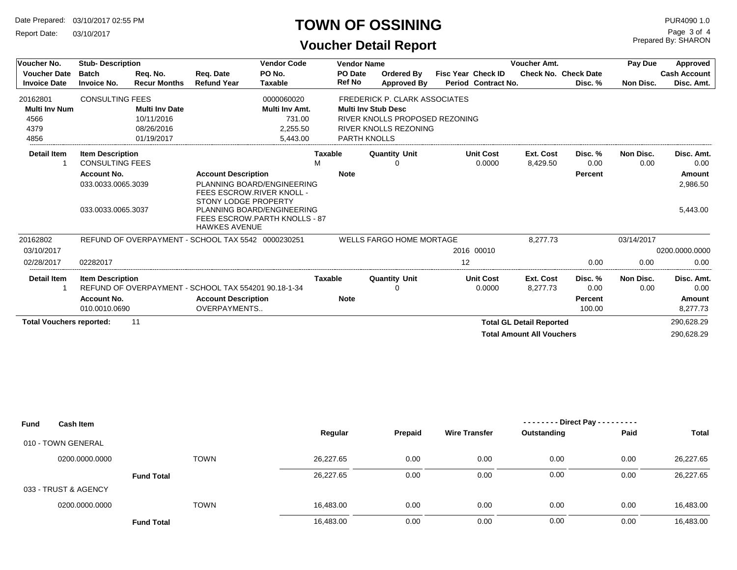# TOWN OF OSSINING

## Voucher Detail Report

Date Prepared: 03/10/2017 02:55 PM
Report Date: 03/10/2017

PUR4090 1.0
Prepared By: SHARON

| Voucher No. | Stub- Description | | | Vendor Code | Vendor Name | | | | Voucher Amt. | | Pay Due | Approved |
|---|---|---|---|---|---|---|---|---|---|---|---|---|
| Voucher Date | Batch | Req. No. | Req. Date | PO No. | PO Date | Ordered By | Fisc Year Check ID | | Check No. | Check Date | | Cash Account |
| Invoice Date | Invoice No. | Recur Months | Refund Year | Taxable | Ref No | Approved By | Period Contract No. | | | Disc. % | Non Disc. | Disc. Amt. |
| 20162801 | CONSULTING FEES | | | 0000060020 | FREDERICK P. CLARK ASSOCIATES | | | | | | | |

| Multi Inv Num | Multi Inv Date | Multi Inv Amt. | Multi Inv Stub Desc |
|---|---|---|---|
| 4566 | 10/11/2016 | 731.00 | RIVER KNOLLS PROPOSED REZONING |
| 4379 | 08/26/2016 | 2,255.50 | RIVER KNOLLS REZONING |
| 4856 | 01/19/2017 | 5,443.00 | PARTH KNOLLS |

| Detail Item | Item Description | Taxable | Quantity Unit | Unit Cost | Ext. Cost | Disc. % | Non Disc. | Disc. Amt. |
|---|---|---|---|---|---|---|---|---|
| 1 | CONSULTING FEES | M | 0 | 0.0000 | 8,429.50 | 0.00 | 0.00 | 0.00 |

| Account No. | Account Description | Note | Percent | Amount |
|---|---|---|---|---|
| 033.0033.0065.3039 | PLANNING BOARD/ENGINEERING FEES ESCROW.RIVER KNOLL - STONY LODGE PROPERTY | | | 2,986.50 |
| 033.0033.0065.3037 | PLANNING BOARD/ENGINEERING FEES ESCROW.PARTH KNOLLS - 87 HAWKES AVENUE | | | 5,443.00 |

| Voucher No. | Stub- Description | Vendor Code | Vendor Name | Fisc Year | Check ID | Voucher Amt. | Disc. % | Pay Due | Approved |
|---|---|---|---|---|---|---|---|---|---|
| 20162802 | REFUND OF OVERPAYMENT - SCHOOL TAX 5542 | 0000230251 | WELLS FARGO HOME MORTAGE | | | 8,277.73 | | 03/14/2017 | |
| 03/10/2017 | | | | 2016 | 00010 | | | | 0200.0000.0000 |
| 02/28/2017 | 02282017 | | | 12 | | | 0.00 | 0.00 | 0.00 |

| Detail Item | Item Description | Taxable | Quantity Unit | Unit Cost | Ext. Cost | Disc. % | Non Disc. | Disc. Amt. |
|---|---|---|---|---|---|---|---|---|
| 1 | REFUND OF OVERPAYMENT - SCHOOL TAX 554201 90.18-1-34 | | 0 | 0.0000 | 8,277.73 | 0.00 | 0.00 | 0.00 |

| Account No. | Account Description | Note | Percent | Amount |
|---|---|---|---|---|
| 010.0010.0690 | OVERPAYMENTS.. | | 100.00 | 8,277.73 |

**Total Vouchers reported:** 11

**Total GL Detail Reported** 290,628.29

**Total Amount All Vouchers** 290,628.29

| Fund | Cash Item | | Regular | Prepaid | Wire Transfer | Direct Pay Outstanding | Direct Pay Paid | Total |
|---|---|---|---|---|---|---|---|---|
| 010 - TOWN GENERAL | | | | | | | | |
| | 0200.0000.0000 | TOWN | 26,227.65 | 0.00 | 0.00 | 0.00 | 0.00 | 26,227.65 |
| | **Fund Total** | | 26,227.65 | 0.00 | 0.00 | 0.00 | 0.00 | 26,227.65 |
| 033 - TRUST & AGENCY | | | | | | | | |
| | 0200.0000.0000 | TOWN | 16,483.00 | 0.00 | 0.00 | 0.00 | 0.00 | 16,483.00 |
| | **Fund Total** | | 16,483.00 | 0.00 | 0.00 | 0.00 | 0.00 | 16,483.00 |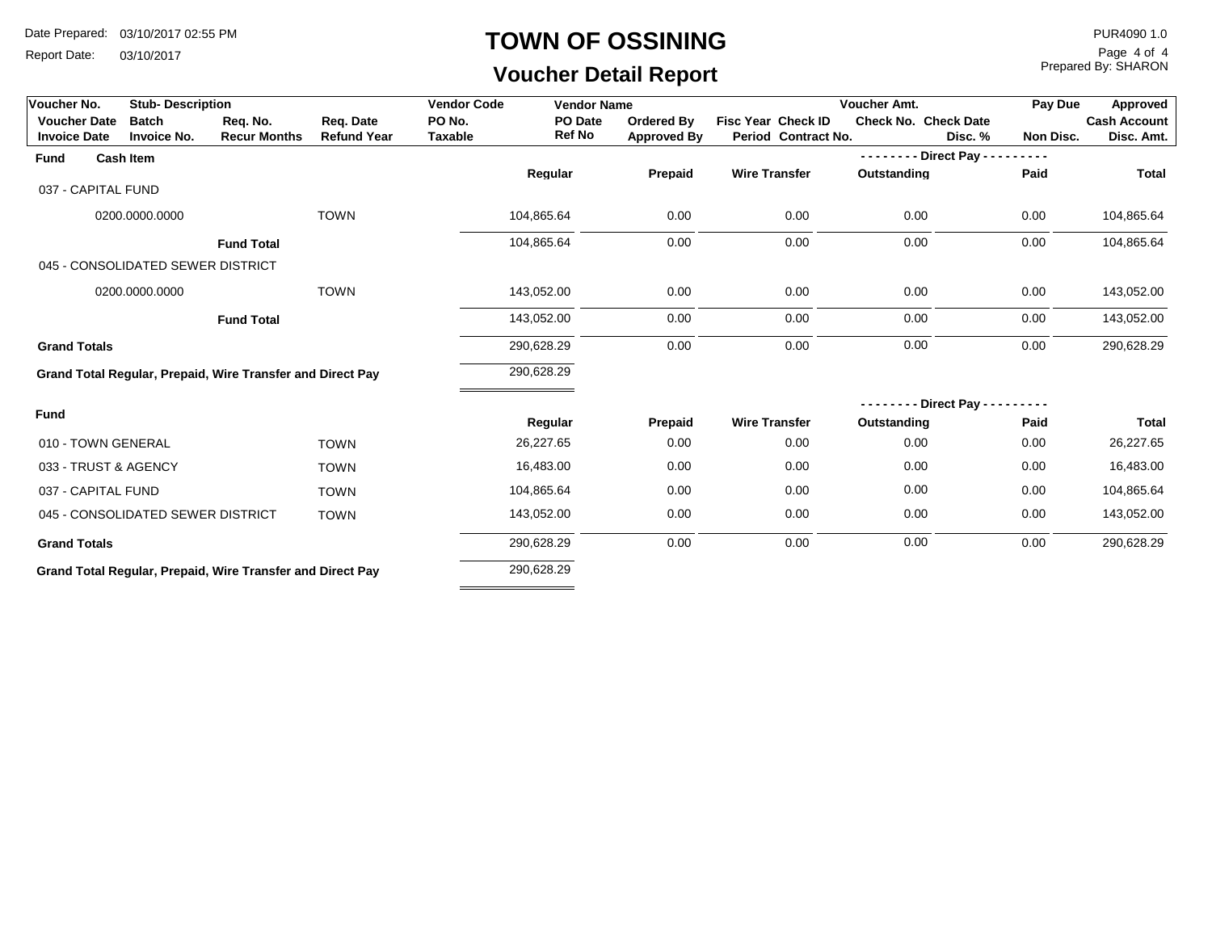# TOWN OF OSSINING

## Voucher Detail Report

Date Prepared: 03/10/2017 02:55 PM
Report Date: 03/10/2017

PUR4090 1.0
Prepared By: SHARON

| Voucher No. | Stub- Description | | | Vendor Code | Vendor Name | | | | Voucher Amt. | | Pay Due | Approved |
|---|---|---|---|---|---|---|---|---|---|---|---|---|
| Voucher Date | Batch | Req. No. | Req. Date | PO No. | PO Date | Ordered By | Fisc Year | Check ID | Check No. | Check Date | | Cash Account |
| Invoice Date | Invoice No. | Recur Months | Refund Year | Taxable | Ref No | Approved By | Period | Contract No. | | Disc. % | Non Disc. | Disc. Amt. |

| Fund | Cash Item | | Regular | Prepaid | Wire Transfer | Direct Pay Outstanding | Direct Pay Paid | Total |
|---|---|---|---|---|---|---|---|---|
| 037 - CAPITAL FUND | | | | | | | | |
| | 0200.0000.0000 | TOWN | 104,865.64 | 0.00 | 0.00 | 0.00 | 0.00 | 104,865.64 |
| | **Fund Total** | | 104,865.64 | 0.00 | 0.00 | 0.00 | 0.00 | 104,865.64 |
| 045 - CONSOLIDATED SEWER DISTRICT | | | | | | | | |
| | 0200.0000.0000 | TOWN | 143,052.00 | 0.00 | 0.00 | 0.00 | 0.00 | 143,052.00 |
| | **Fund Total** | | 143,052.00 | 0.00 | 0.00 | 0.00 | 0.00 | 143,052.00 |
| **Grand Totals** | | | 290,628.29 | 0.00 | 0.00 | 0.00 | 0.00 | 290,628.29 |
| **Grand Total Regular, Prepaid, Wire Transfer and Direct Pay** | | | 290,628.29 | | | | | |

| Fund | | Regular | Prepaid | Wire Transfer | Direct Pay Outstanding | Direct Pay Paid | Total |
|---|---|---|---|---|---|---|---|
| 010 - TOWN GENERAL | TOWN | 26,227.65 | 0.00 | 0.00 | 0.00 | 0.00 | 26,227.65 |
| 033 - TRUST & AGENCY | TOWN | 16,483.00 | 0.00 | 0.00 | 0.00 | 0.00 | 16,483.00 |
| 037 - CAPITAL FUND | TOWN | 104,865.64 | 0.00 | 0.00 | 0.00 | 0.00 | 104,865.64 |
| 045 - CONSOLIDATED SEWER DISTRICT | TOWN | 143,052.00 | 0.00 | 0.00 | 0.00 | 0.00 | 143,052.00 |
| **Grand Totals** | | 290,628.29 | 0.00 | 0.00 | 0.00 | 0.00 | 290,628.29 |
| **Grand Total Regular, Prepaid, Wire Transfer and Direct Pay** | | 290,628.29 | | | | | |